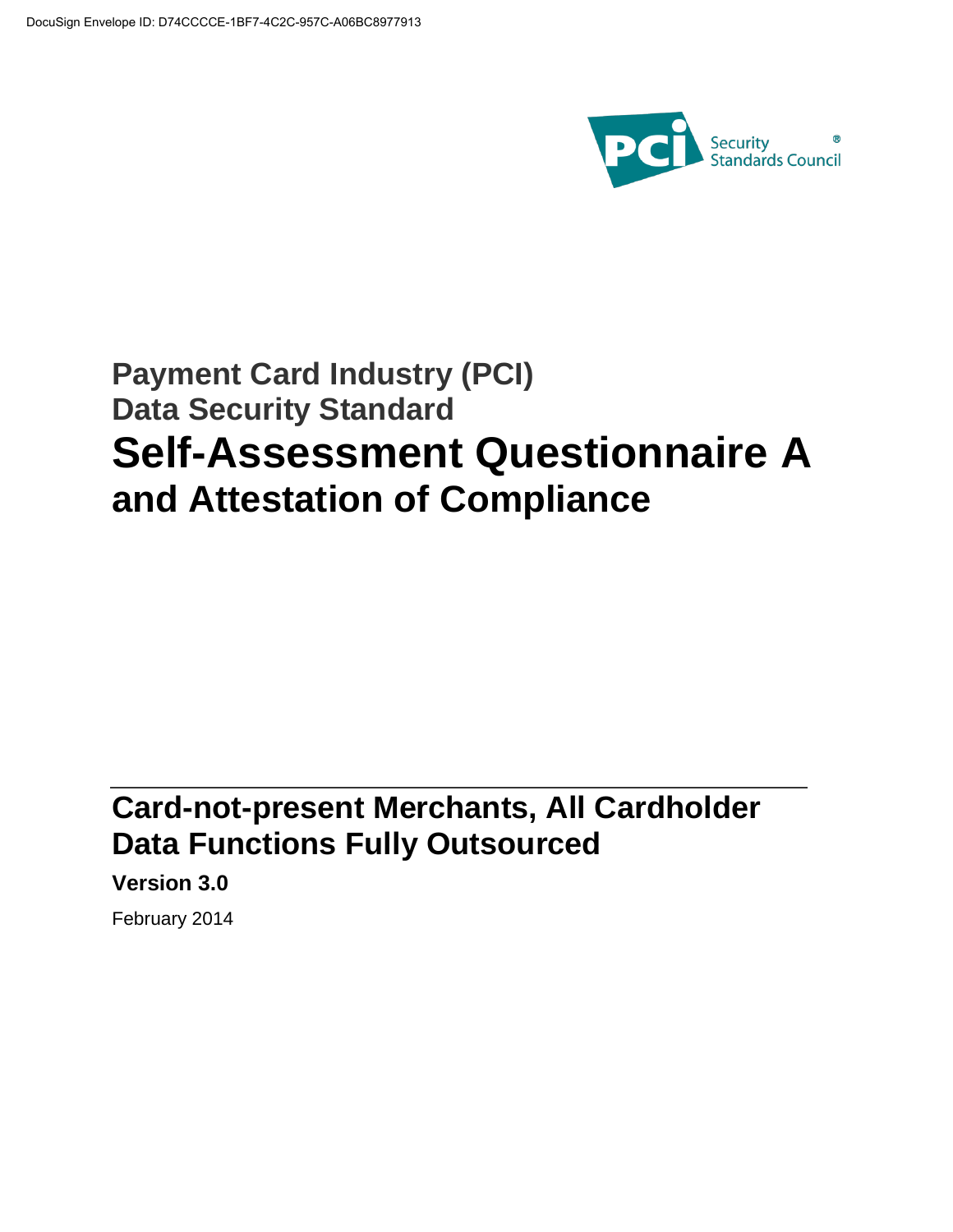DocuSign Envelope ID: D74CCCCE-1BF7-4C2C-957C-A06BC8977913

PCI Security Standards Council®

## Payment Card Industry (PCI) Data Security Standard

# Self-Assessment Questionnaire A and Attestation of Compliance

## Card-not-present Merchants, All Cardholder Data Functions Fully Outsourced

**Version 3.0**

February 2014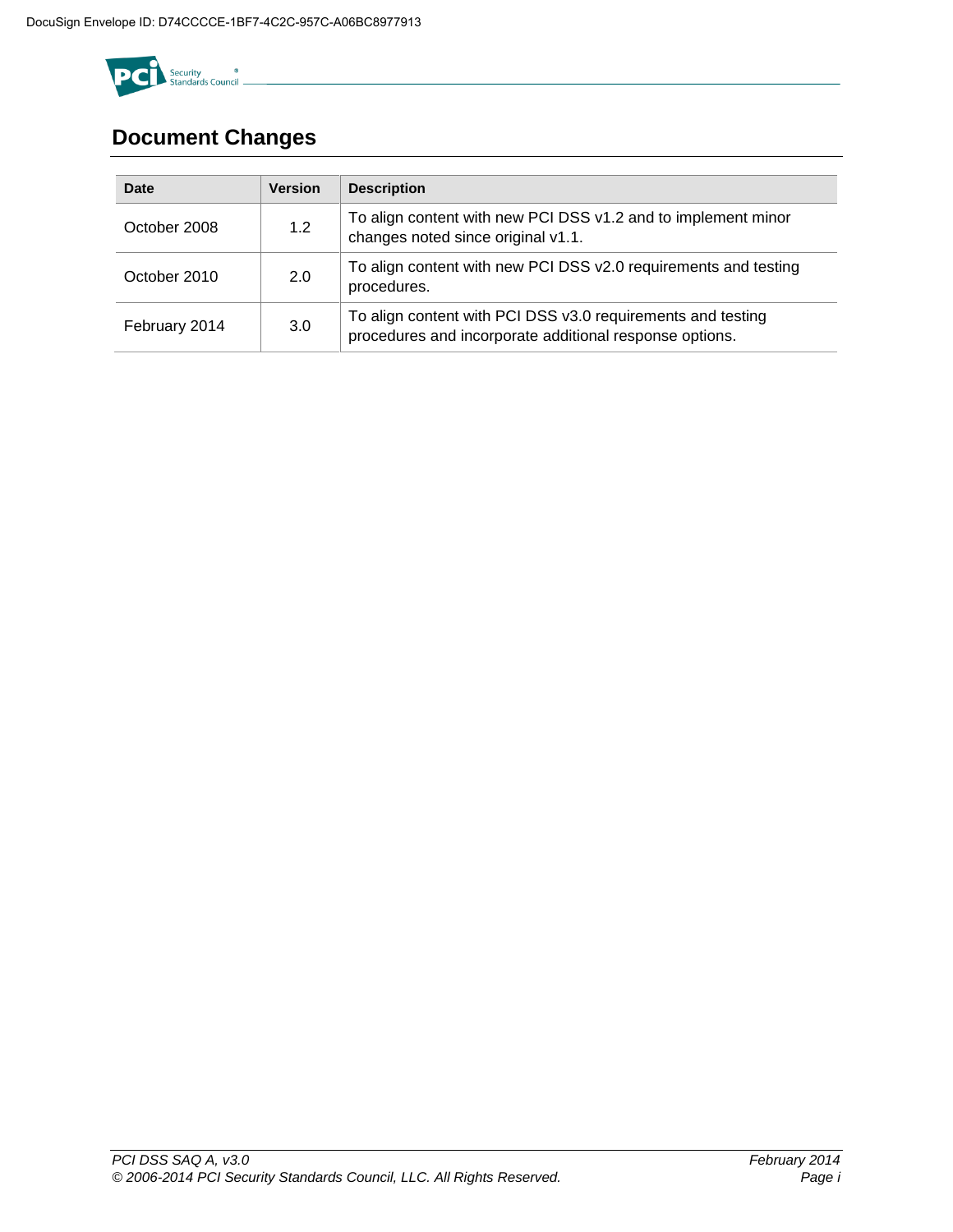# Document Changes

| Date | Version | Description |
| --- | --- | --- |
| October 2008 | 1.2 | To align content with new PCI DSS v1.2 and to implement minor changes noted since original v1.1. |
| October 2010 | 2.0 | To align content with new PCI DSS v2.0 requirements and testing procedures. |
| February 2014 | 3.0 | To align content with PCI DSS v3.0 requirements and testing procedures and incorporate additional response options. |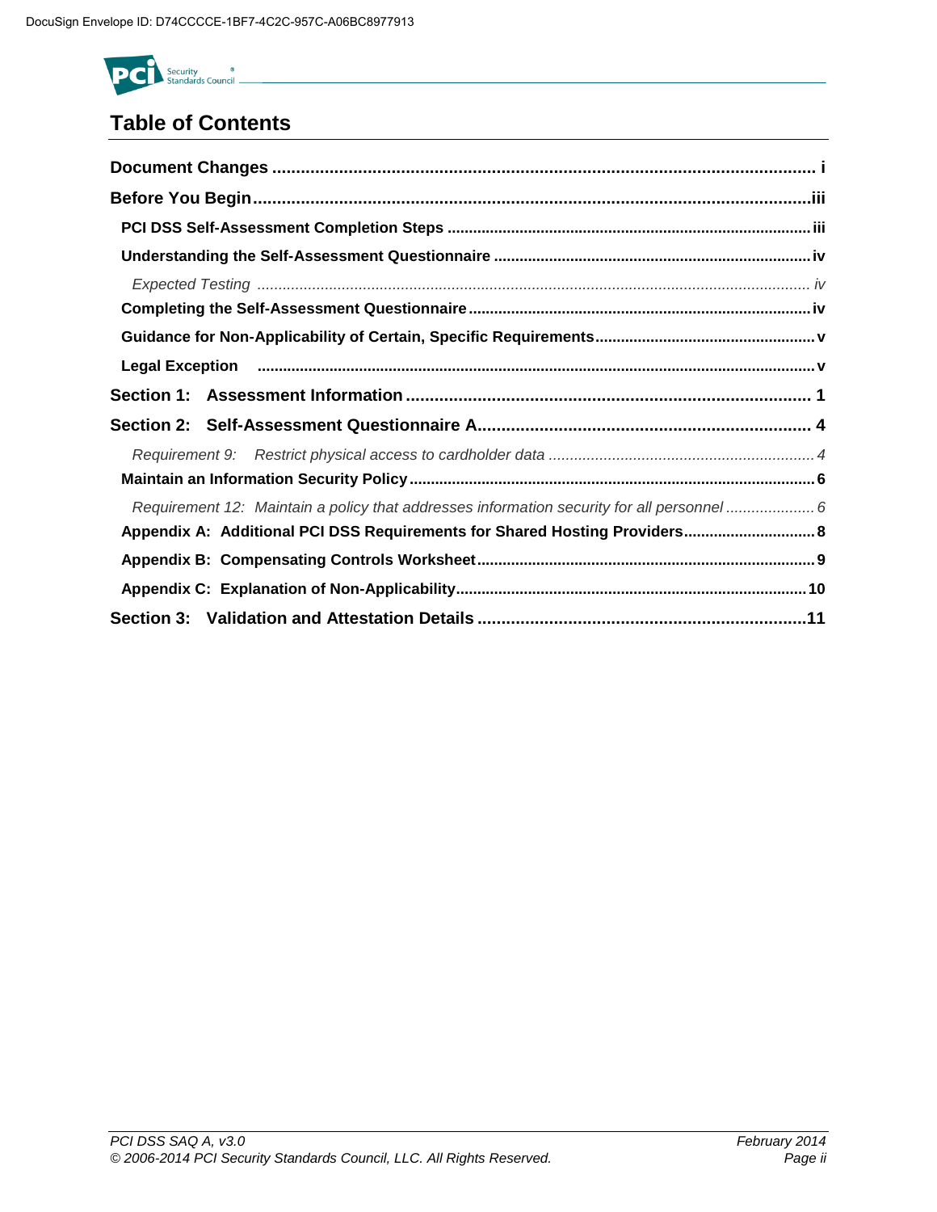## Table of Contents

**Document Changes** ..... i

**Before You Begin** ..... iii

- **PCI DSS Self-Assessment Completion Steps** ..... iii
- **Understanding the Self-Assessment Questionnaire** ..... iv
  - *Expected Testing* ..... iv
- **Completing the Self-Assessment Questionnaire** ..... iv
- **Guidance for Non-Applicability of Certain, Specific Requirements** ..... v
- **Legal Exception** ..... v

**Section 1: Assessment Information** ..... 1

**Section 2: Self-Assessment Questionnaire A** ..... 4

- *Requirement 9: Restrict physical access to cardholder data* ..... 4
- **Maintain an Information Security Policy** ..... 6
  - *Requirement 12: Maintain a policy that addresses information security for all personnel* ..... 6
- **Appendix A: Additional PCI DSS Requirements for Shared Hosting Providers** ..... 8
- **Appendix B: Compensating Controls Worksheet** ..... 9
- **Appendix C: Explanation of Non-Applicability** ..... 10

**Section 3: Validation and Attestation Details** ..... 11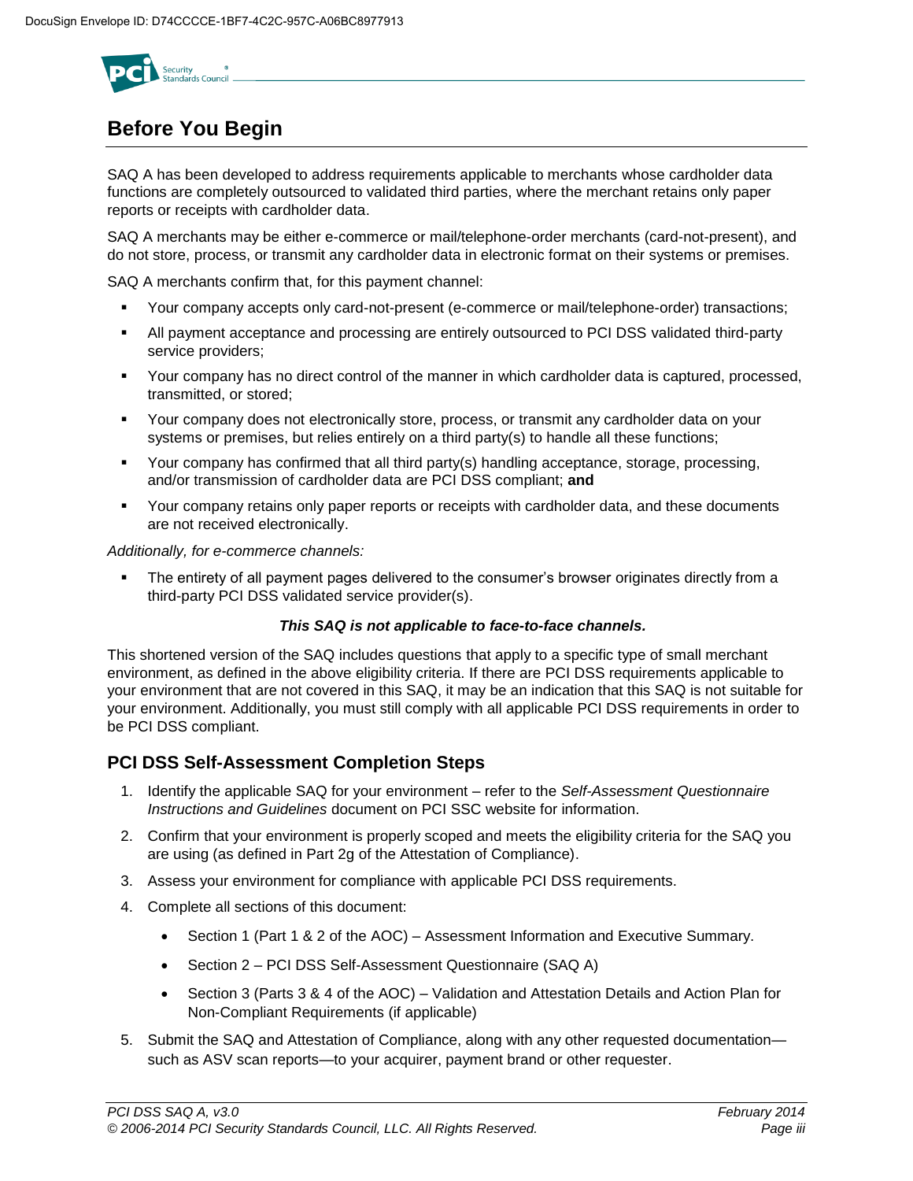# Before You Begin

SAQ A has been developed to address requirements applicable to merchants whose cardholder data functions are completely outsourced to validated third parties, where the merchant retains only paper reports or receipts with cardholder data.

SAQ A merchants may be either e-commerce or mail/telephone-order merchants (card-not-present), and do not store, process, or transmit any cardholder data in electronic format on their systems or premises.

SAQ A merchants confirm that, for this payment channel:

- Your company accepts only card-not-present (e-commerce or mail/telephone-order) transactions;
- All payment acceptance and processing are entirely outsourced to PCI DSS validated third-party service providers;
- Your company has no direct control of the manner in which cardholder data is captured, processed, transmitted, or stored;
- Your company does not electronically store, process, or transmit any cardholder data on your systems or premises, but relies entirely on a third party(s) to handle all these functions;
- Your company has confirmed that all third party(s) handling acceptance, storage, processing, and/or transmission of cardholder data are PCI DSS compliant; **and**
- Your company retains only paper reports or receipts with cardholder data, and these documents are not received electronically.

*Additionally, for e-commerce channels:*

- The entirety of all payment pages delivered to the consumer's browser originates directly from a third-party PCI DSS validated service provider(s).

***This SAQ is not applicable to face-to-face channels.***

This shortened version of the SAQ includes questions that apply to a specific type of small merchant environment, as defined in the above eligibility criteria. If there are PCI DSS requirements applicable to your environment that are not covered in this SAQ, it may be an indication that this SAQ is not suitable for your environment. Additionally, you must still comply with all applicable PCI DSS requirements in order to be PCI DSS compliant.

## PCI DSS Self-Assessment Completion Steps

1. Identify the applicable SAQ for your environment – refer to the *Self-Assessment Questionnaire Instructions and Guidelines* document on PCI SSC website for information.
2. Confirm that your environment is properly scoped and meets the eligibility criteria for the SAQ you are using (as defined in Part 2g of the Attestation of Compliance).
3. Assess your environment for compliance with applicable PCI DSS requirements.
4. Complete all sections of this document:
   - Section 1 (Part 1 & 2 of the AOC) – Assessment Information and Executive Summary.
   - Section 2 – PCI DSS Self-Assessment Questionnaire (SAQ A)
   - Section 3 (Parts 3 & 4 of the AOC) – Validation and Attestation Details and Action Plan for Non-Compliant Requirements (if applicable)
5. Submit the SAQ and Attestation of Compliance, along with any other requested documentation—such as ASV scan reports—to your acquirer, payment brand or other requester.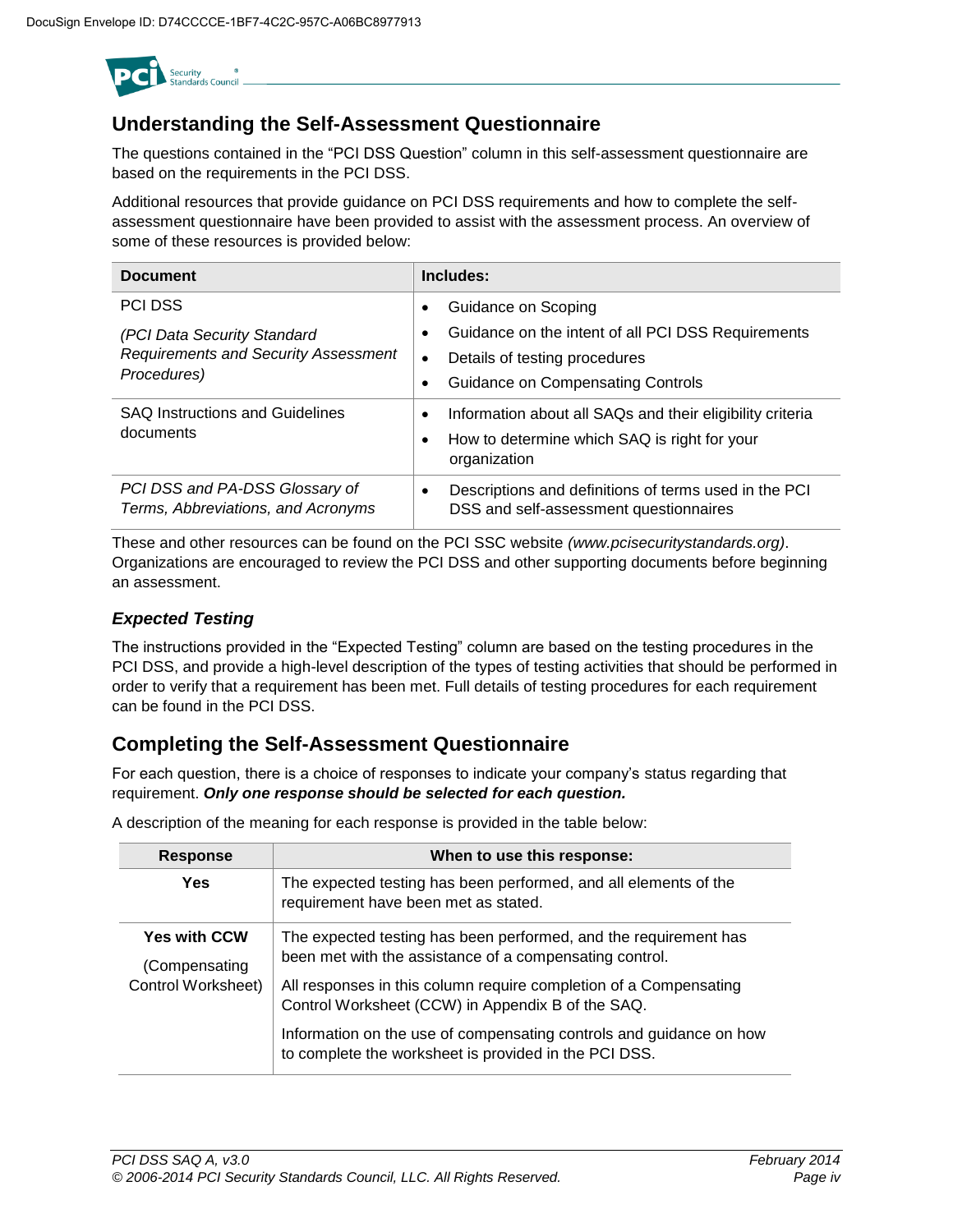## Understanding the Self-Assessment Questionnaire

The questions contained in the "PCI DSS Question" column in this self-assessment questionnaire are based on the requirements in the PCI DSS.

Additional resources that provide guidance on PCI DSS requirements and how to complete the self-assessment questionnaire have been provided to assist with the assessment process. An overview of some of these resources is provided below:

| Document | Includes: |
|---|---|
| PCI DSS<br>*(PCI Data Security Standard Requirements and Security Assessment Procedures)* | • Guidance on Scoping<br>• Guidance on the intent of all PCI DSS Requirements<br>• Details of testing procedures<br>• Guidance on Compensating Controls |
| SAQ Instructions and Guidelines documents | • Information about all SAQs and their eligibility criteria<br>• How to determine which SAQ is right for your organization |
| *PCI DSS and PA-DSS Glossary of Terms, Abbreviations, and Acronyms* | • Descriptions and definitions of terms used in the PCI DSS and self-assessment questionnaires |

These and other resources can be found on the PCI SSC website *(www.pcisecuritystandards.org)*. Organizations are encouraged to review the PCI DSS and other supporting documents before beginning an assessment.

### *Expected Testing*

The instructions provided in the "Expected Testing" column are based on the testing procedures in the PCI DSS, and provide a high-level description of the types of testing activities that should be performed in order to verify that a requirement has been met. Full details of testing procedures for each requirement can be found in the PCI DSS.

## Completing the Self-Assessment Questionnaire

For each question, there is a choice of responses to indicate your company's status regarding that requirement. ***Only one response should be selected for each question.***

A description of the meaning for each response is provided in the table below:

| Response | When to use this response: |
|---|---|
| **Yes** | The expected testing has been performed, and all elements of the requirement have been met as stated. |
| **Yes with CCW**<br>(Compensating Control Worksheet) | The expected testing has been performed, and the requirement has been met with the assistance of a compensating control.<br>All responses in this column require completion of a Compensating Control Worksheet (CCW) in Appendix B of the SAQ.<br>Information on the use of compensating controls and guidance on how to complete the worksheet is provided in the PCI DSS. |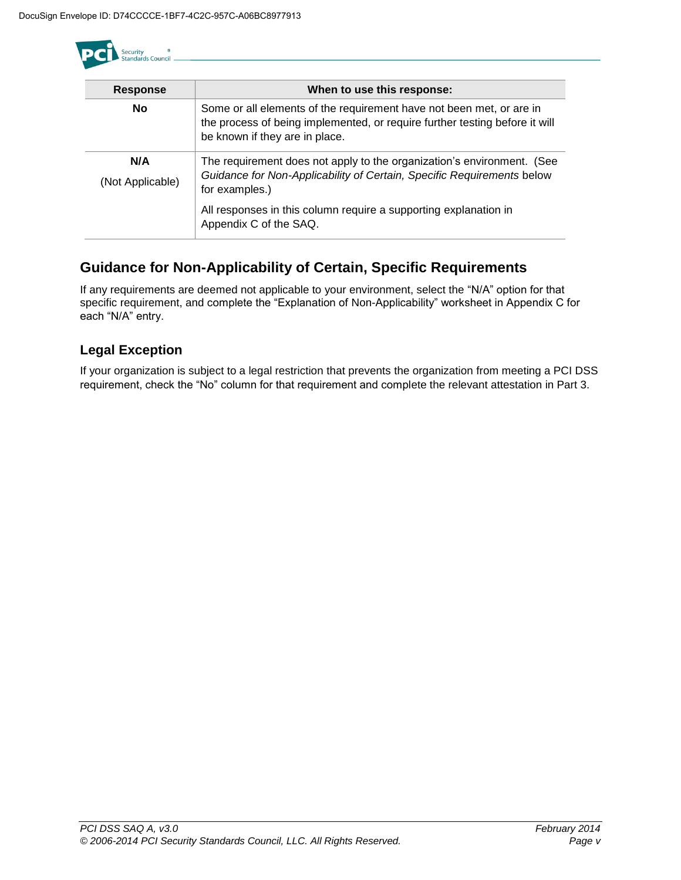| Response | When to use this response: |
|---|---|
| **No** | Some or all elements of the requirement have not been met, or are in the process of being implemented, or require further testing before it will be known if they are in place. |
| **N/A** (Not Applicable) | The requirement does not apply to the organization's environment. (See *Guidance for Non-Applicability of Certain, Specific Requirements* below for examples.) All responses in this column require a supporting explanation in Appendix C of the SAQ. |

## Guidance for Non-Applicability of Certain, Specific Requirements

If any requirements are deemed not applicable to your environment, select the "N/A" option for that specific requirement, and complete the "Explanation of Non-Applicability" worksheet in Appendix C for each "N/A" entry.

### Legal Exception

If your organization is subject to a legal restriction that prevents the organization from meeting a PCI DSS requirement, check the "No" column for that requirement and complete the relevant attestation in Part 3.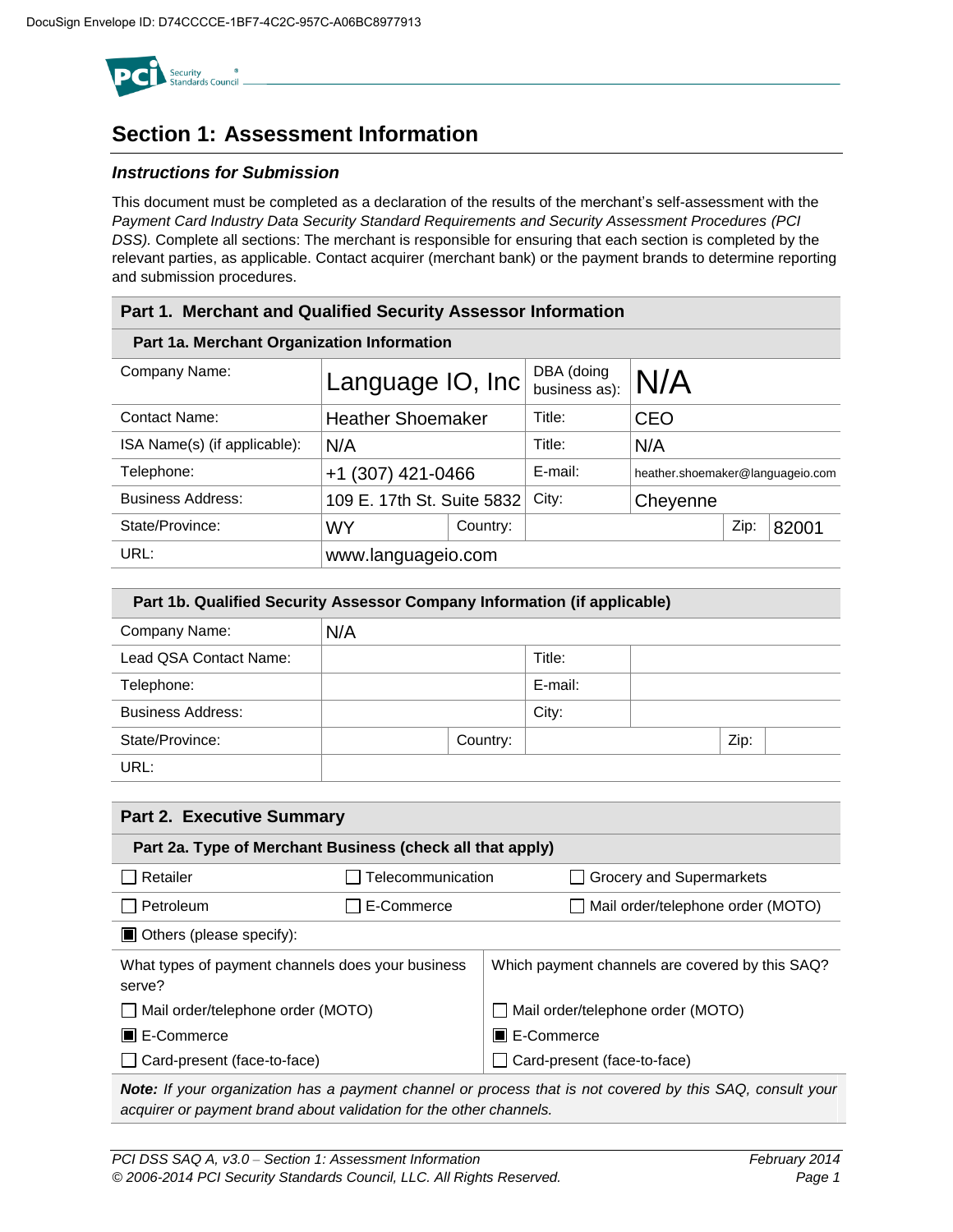# Section 1: Assessment Information

### *Instructions for Submission*

This document must be completed as a declaration of the results of the merchant's self-assessment with the *Payment Card Industry Data Security Standard Requirements and Security Assessment Procedures (PCI DSS).* Complete all sections: The merchant is responsible for ensuring that each section is completed by the relevant parties, as applicable. Contact acquirer (merchant bank) or the payment brands to determine reporting and submission procedures.

## Part 1. Merchant and Qualified Security Assessor Information

### Part 1a. Merchant Organization Information

| | | | | | |
|---|---|---|---|---|---|
| Company Name: | Language IO, Inc | | DBA (doing business as): | N/A | |
| Contact Name: | Heather Shoemaker | | Title: | CEO | |
| ISA Name(s) (if applicable): | N/A | | Title: | N/A | |
| Telephone: | +1 (307) 421-0466 | | E-mail: | heather.shoemaker@languageio.com | |
| Business Address: | 109 E. 17th St. Suite 5832 | | City: | Cheyenne | |
| State/Province: | WY | Country: | | Zip: | 82001 |
| URL: | www.languageio.com | | | | |

### Part 1b. Qualified Security Assessor Company Information (if applicable)

| | | | | | |
|---|---|---|---|---|---|
| Company Name: | N/A | | | | |
| Lead QSA Contact Name: | | | Title: | | |
| Telephone: | | | E-mail: | | |
| Business Address: | | | City: | | |
| State/Province: | | Country: | | Zip: | |
| URL: | | | | | |

## Part 2. Executive Summary

### Part 2a. Type of Merchant Business (check all that apply)

| | | |
|---|---|---|
| ☐ Retailer | ☐ Telecommunication | ☐ Grocery and Supermarkets |
| ☐ Petroleum | ☐ E-Commerce | ☐ Mail order/telephone order (MOTO) |
| ☒ Others (please specify): | | |

| What types of payment channels does your business serve? | Which payment channels are covered by this SAQ? |
|---|---|
| ☐ Mail order/telephone order (MOTO) | ☐ Mail order/telephone order (MOTO) |
| ☒ E-Commerce | ☒ E-Commerce |
| ☐ Card-present (face-to-face) | ☐ Card-present (face-to-face) |

***Note:*** *If your organization has a payment channel or process that is not covered by this SAQ, consult your acquirer or payment brand about validation for the other channels.*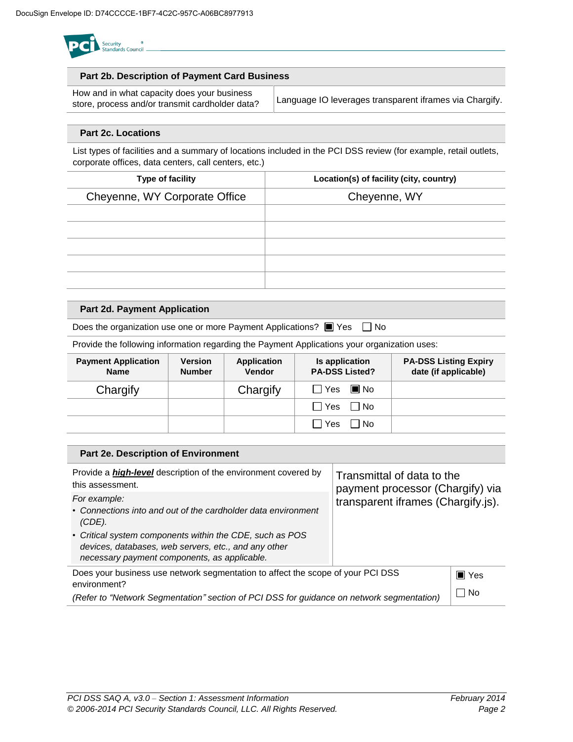## Part 2b. Description of Payment Card Business

| How and in what capacity does your business store, process and/or transmit cardholder data? | Language IO leverages transparent iframes via Chargify. |
|---|---|

## Part 2c. Locations

List types of facilities and a summary of locations included in the PCI DSS review (for example, retail outlets, corporate offices, data centers, call centers, etc.)

| Type of facility | Location(s) of facility (city, country) |
|---|---|
| Cheyenne, WY Corporate Office | Cheyenne, WY |
| | |
| | |
| | |
| | |
| | |

## Part 2d. Payment Application

Does the organization use one or more Payment Applications? ■ Yes ☐ No

Provide the following information regarding the Payment Applications your organization uses:

| Payment Application Name | Version Number | Application Vendor | Is application PA-DSS Listed? | PA-DSS Listing Expiry date (if applicable) |
|---|---|---|---|---|
| Chargify | | Chargify | ☐ Yes ■ No | |
| | | | ☐ Yes ☐ No | |
| | | | ☐ Yes ☐ No | |

## Part 2e. Description of Environment

| Provide a ***high-level*** description of the environment covered by this assessment.<br>*For example:*<br>• *Connections into and out of the cardholder data environment (CDE).*<br>• *Critical system components within the CDE, such as POS devices, databases, web servers, etc., and any other necessary payment components, as applicable.* | Transmittal of data to the payment processor (Chargify) via transparent iframes (Chargify.js). |
|---|---|
| Does your business use network segmentation to affect the scope of your PCI DSS environment?<br>*(Refer to "Network Segmentation" section of PCI DSS for guidance on network segmentation)* | ■ Yes<br>☐ No |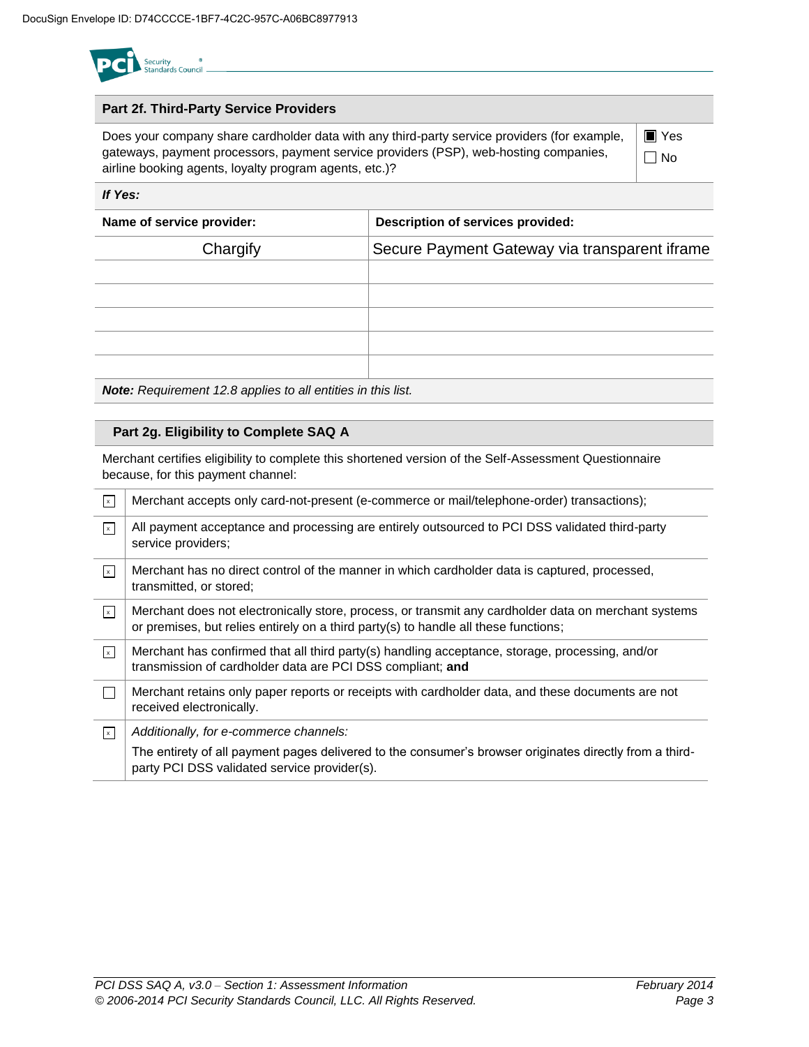## Part 2f. Third-Party Service Providers

| Does your company share cardholder data with any third-party service providers (for example, gateways, payment processors, payment service providers (PSP), web-hosting companies, airline booking agents, loyalty program agents, etc.)? | ☒ Yes ☐ No |
|---|---|

***If Yes:***

| Name of service provider: | Description of services provided: |
|---|---|
| Chargify | Secure Payment Gateway via transparent iframe |
| | |
| | |
| | |
| | |
| | |

***Note:*** *Requirement 12.8 applies to all entities in this list.*

## Part 2g. Eligibility to Complete SAQ A

Merchant certifies eligibility to complete this shortened version of the Self-Assessment Questionnaire because, for this payment channel:

| | |
|---|---|
| ☒ | Merchant accepts only card-not-present (e-commerce or mail/telephone-order) transactions); |
| ☒ | All payment acceptance and processing are entirely outsourced to PCI DSS validated third-party service providers; |
| ☒ | Merchant has no direct control of the manner in which cardholder data is captured, processed, transmitted, or stored; |
| ☒ | Merchant does not electronically store, process, or transmit any cardholder data on merchant systems or premises, but relies entirely on a third party(s) to handle all these functions; |
| ☒ | Merchant has confirmed that all third party(s) handling acceptance, storage, processing, and/or transmission of cardholder data are PCI DSS compliant; **and** |
| ☐ | Merchant retains only paper reports or receipts with cardholder data, and these documents are not received electronically. |
| ☒ | *Additionally, for e-commerce channels:* The entirety of all payment pages delivered to the consumer's browser originates directly from a third-party PCI DSS validated service provider(s). |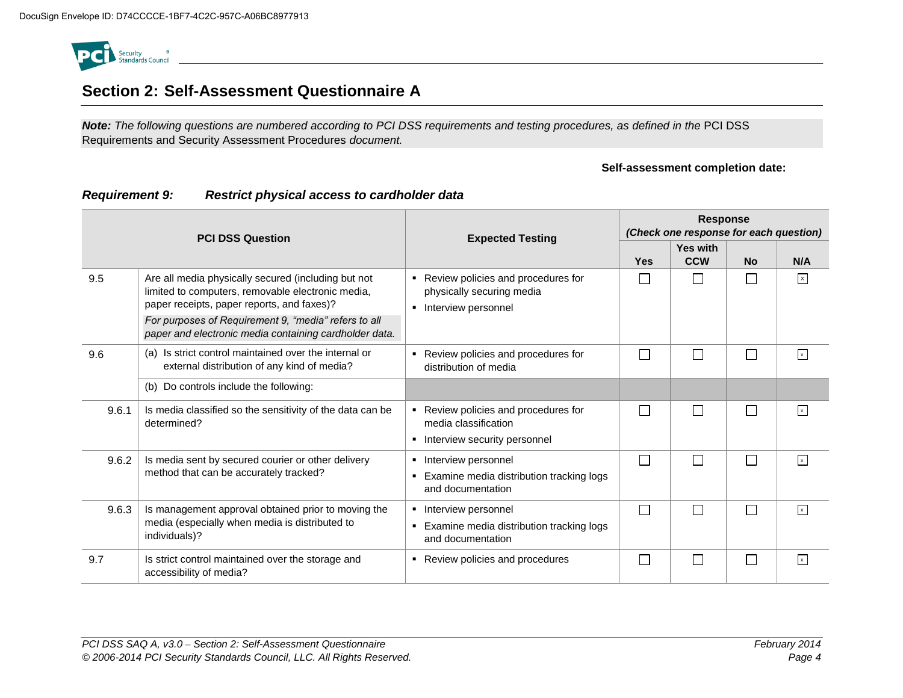## Section 2: Self-Assessment Questionnaire A

***Note:*** *The following questions are numbered according to PCI DSS requirements and testing procedures, as defined in the* PCI DSS Requirements and Security Assessment Procedures *document.*

**Self-assessment completion date:**

### *Requirement 9: Restrict physical access to cardholder data*

| | PCI DSS Question | Expected Testing | Response *(Check one response for each question)* | | | |
|---|---|---|---|---|---|---|
| | | | **Yes** | **Yes with CCW** | **No** | **N/A** |
| 9.5 | Are all media physically secured (including but not limited to computers, removable electronic media, paper receipts, paper reports, and faxes)?<br>*For purposes of Requirement 9, "media" refers to all paper and electronic media containing cardholder data.* | ▪ Review policies and procedures for physically securing media<br>▪ Interview personnel | ☐ | ☐ | ☐ | ☒ |
| 9.6 | (a) Is strict control maintained over the internal or external distribution of any kind of media? | ▪ Review policies and procedures for distribution of media | ☐ | ☐ | ☐ | ☒ |
| | (b) Do controls include the following: | | | | | |
| 9.6.1 | Is media classified so the sensitivity of the data can be determined? | ▪ Review policies and procedures for media classification<br>▪ Interview security personnel | ☐ | ☐ | ☐ | ☒ |
| 9.6.2 | Is media sent by secured courier or other delivery method that can be accurately tracked? | ▪ Interview personnel<br>▪ Examine media distribution tracking logs and documentation | ☐ | ☐ | ☐ | ☒ |
| 9.6.3 | Is management approval obtained prior to moving the media (especially when media is distributed to individuals)? | ▪ Interview personnel<br>▪ Examine media distribution tracking logs and documentation | ☐ | ☐ | ☐ | ☒ |
| 9.7 | Is strict control maintained over the storage and accessibility of media? | ▪ Review policies and procedures | ☐ | ☐ | ☐ | ☒ |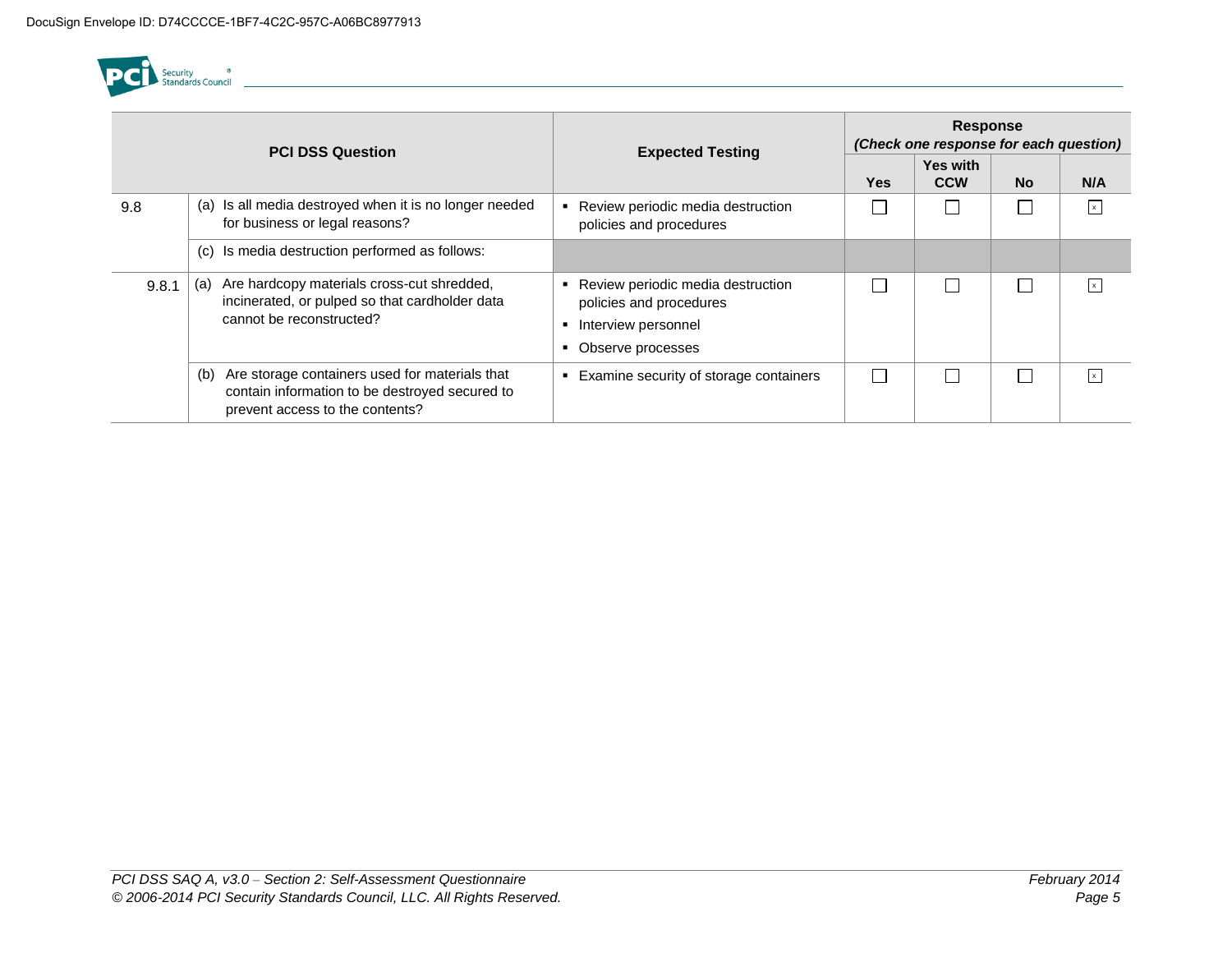| PCI DSS Question | | Expected Testing | Response (Check one response for each question) | | | |
|---|---|---|---|---|---|---|
| | | | Yes | Yes with CCW | No | N/A |
| 9.8 | (a) Is all media destroyed when it is no longer needed for business or legal reasons? | ▪ Review periodic media destruction policies and procedures | ☐ | ☐ | ☐ | ☒ |
| | (c) Is media destruction performed as follows: | | | | | |
| 9.8.1 | (a) Are hardcopy materials cross-cut shredded, incinerated, or pulped so that cardholder data cannot be reconstructed? | ▪ Review periodic media destruction policies and procedures<br>▪ Interview personnel<br>▪ Observe processes | ☐ | ☐ | ☐ | ☒ |
| | (b) Are storage containers used for materials that contain information to be destroyed secured to prevent access to the contents? | ▪ Examine security of storage containers | ☐ | ☐ | ☐ | ☒ |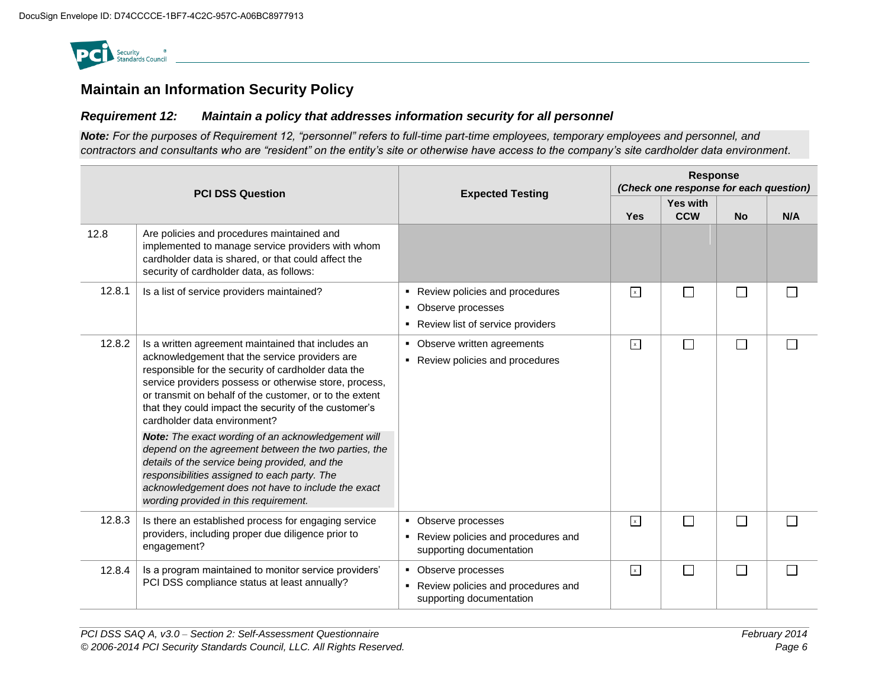## Maintain an Information Security Policy

### *Requirement 12: Maintain a policy that addresses information security for all personnel*

***Note:*** *For the purposes of Requirement 12, "personnel" refers to full-time part-time employees, temporary employees and personnel, and contractors and consultants who are "resident" on the entity's site or otherwise have access to the company's site cardholder data environment.*

| PCI DSS Question | | Expected Testing | Response *(Check one response for each question)* | | | |
|---|---|---|---|---|---|---|
| | | | Yes | Yes with CCW | No | N/A |
| 12.8 | Are policies and procedures maintained and implemented to manage service providers with whom cardholder data is shared, or that could affect the security of cardholder data, as follows: | | | | | |
| 12.8.1 | Is a list of service providers maintained? | ▪ Review policies and procedures<br>▪ Observe processes<br>▪ Review list of service providers | ☒ | ☐ | ☐ | ☐ |
| 12.8.2 | Is a written agreement maintained that includes an acknowledgement that the service providers are responsible for the security of cardholder data the service providers possess or otherwise store, process, or transmit on behalf of the customer, or to the extent that they could impact the security of the customer's cardholder data environment?<br><br>***Note:*** *The exact wording of an acknowledgement will depend on the agreement between the two parties, the details of the service being provided, and the responsibilities assigned to each party. The acknowledgement does not have to include the exact wording provided in this requirement.* | ▪ Observe written agreements<br>▪ Review policies and procedures | ☒ | ☐ | ☐ | ☐ |
| 12.8.3 | Is there an established process for engaging service providers, including proper due diligence prior to engagement? | ▪ Observe processes<br>▪ Review policies and procedures and supporting documentation | ☒ | ☐ | ☐ | ☐ |
| 12.8.4 | Is a program maintained to monitor service providers' PCI DSS compliance status at least annually? | ▪ Observe processes<br>▪ Review policies and procedures and supporting documentation | ☒ | ☐ | ☐ | ☐ |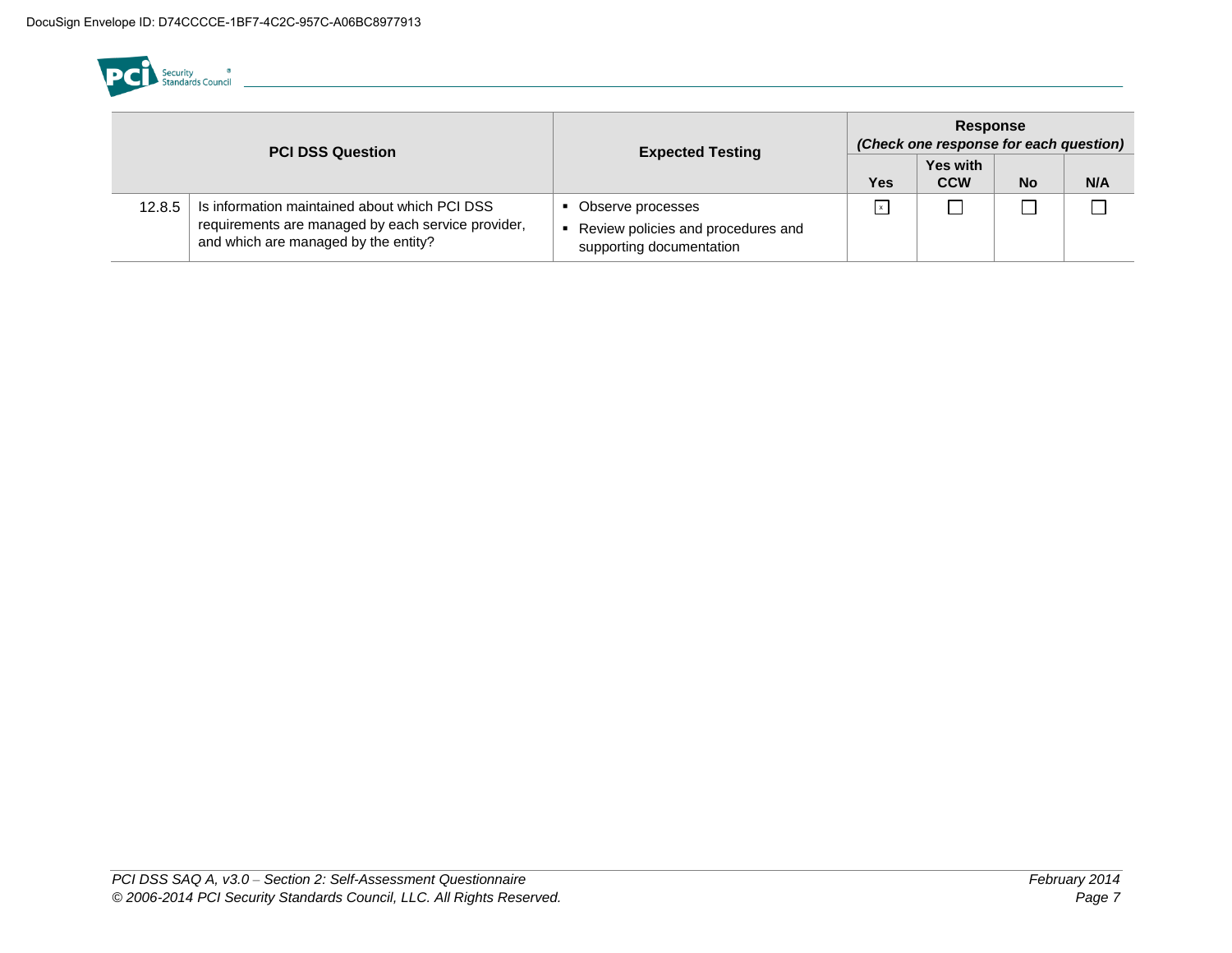| PCI DSS Question | | Expected Testing | Response (Check one response for each question) | | | |
|---|---|---|---|---|---|---|
| | | | Yes | Yes with CCW | No | N/A |
| 12.8.5 | Is information maintained about which PCI DSS requirements are managed by each service provider, and which are managed by the entity? | ▪ Observe processes<br>▪ Review policies and procedures and supporting documentation | ☒ | ☐ | ☐ | ☐ |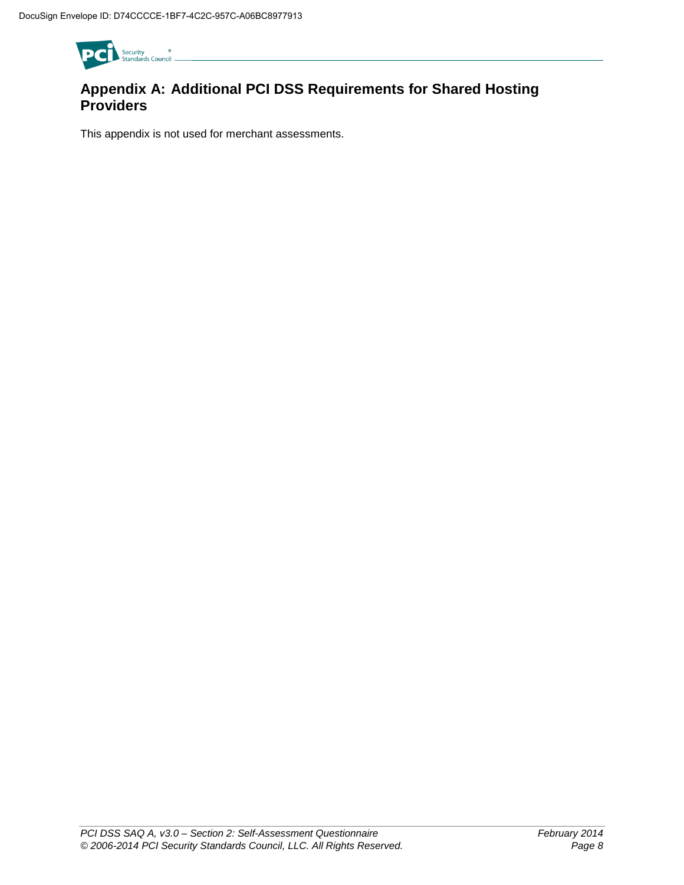## Appendix A: Additional PCI DSS Requirements for Shared Hosting Providers

This appendix is not used for merchant assessments.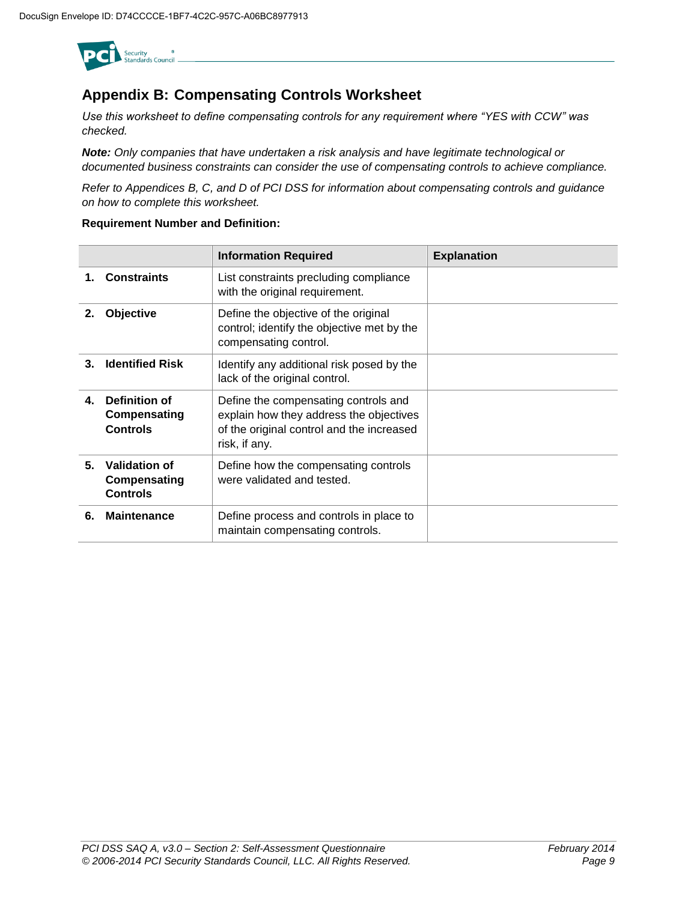## Appendix B: Compensating Controls Worksheet

*Use this worksheet to define compensating controls for any requirement where "YES with CCW" was checked.*

***Note:*** *Only companies that have undertaken a risk analysis and have legitimate technological or documented business constraints can consider the use of compensating controls to achieve compliance.*

*Refer to Appendices B, C, and D of PCI DSS for information about compensating controls and guidance on how to complete this worksheet.*

**Requirement Number and Definition:**

| | Information Required | Explanation |
|---|---|---|
| **1. Constraints** | List constraints precluding compliance with the original requirement. | |
| **2. Objective** | Define the objective of the original control; identify the objective met by the compensating control. | |
| **3. Identified Risk** | Identify any additional risk posed by the lack of the original control. | |
| **4. Definition of Compensating Controls** | Define the compensating controls and explain how they address the objectives of the original control and the increased risk, if any. | |
| **5. Validation of Compensating Controls** | Define how the compensating controls were validated and tested. | |
| **6. Maintenance** | Define process and controls in place to maintain compensating controls. | |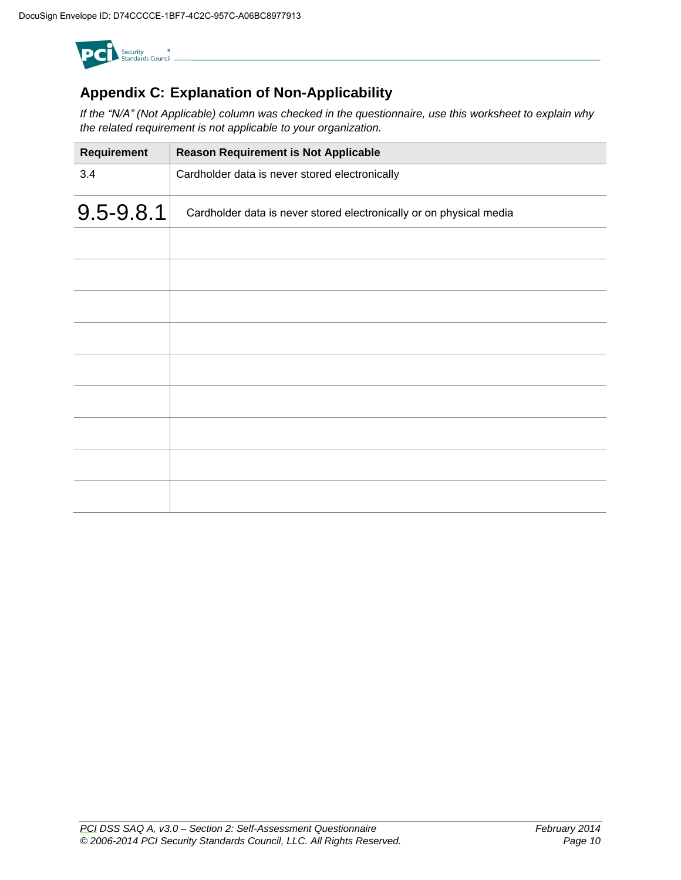## Appendix C: Explanation of Non-Applicability

*If the "N/A" (Not Applicable) column was checked in the questionnaire, use this worksheet to explain why the related requirement is not applicable to your organization.*

| Requirement | Reason Requirement is Not Applicable |
|---|---|
| 3.4 | Cardholder data is never stored electronically |
| 9.5-9.8.1 | Cardholder data is never stored electronically or on physical media |
| | |
| | |
| | |
| | |
| | |
| | |
| | |
| | |
| | |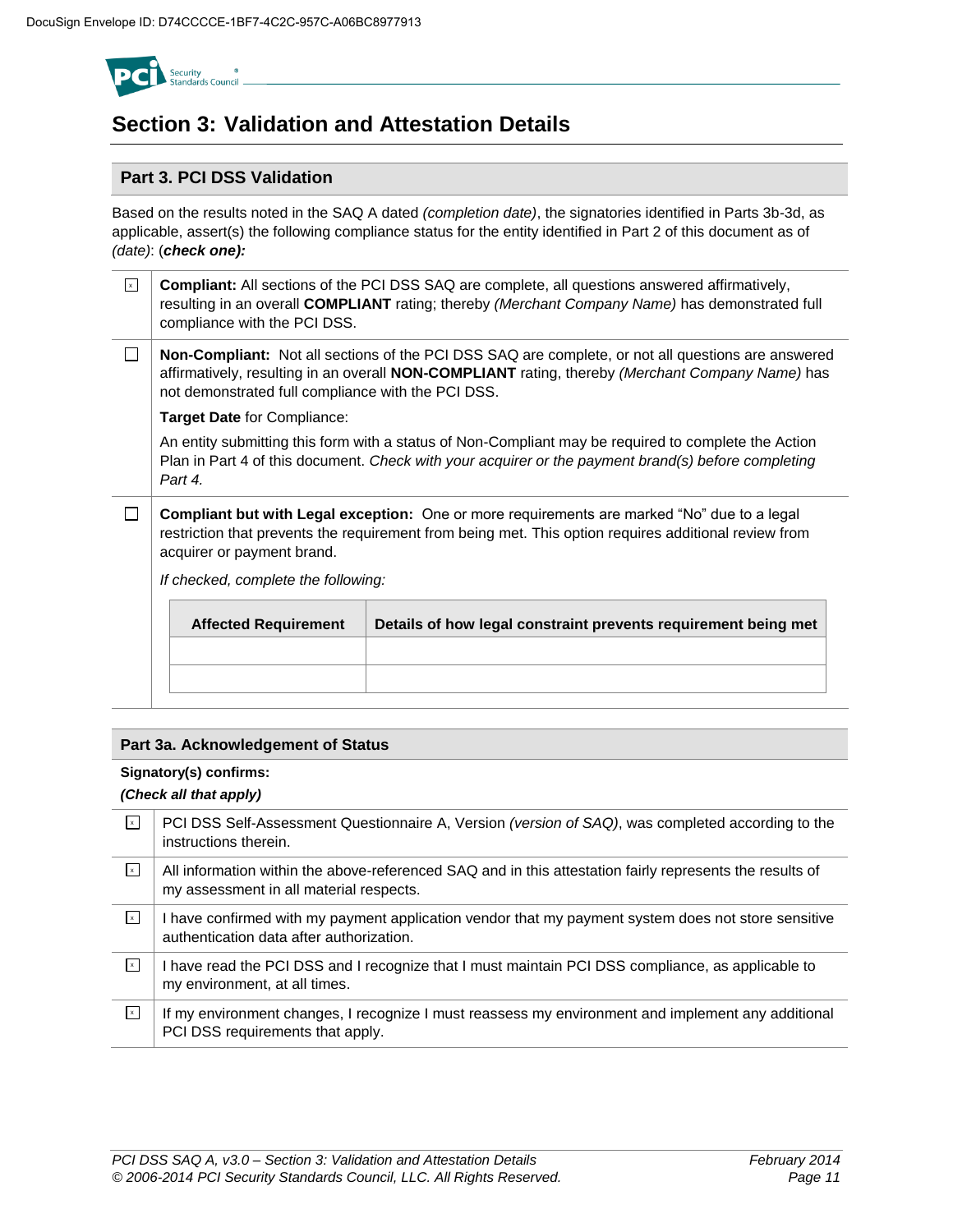# Section 3: Validation and Attestation Details

## Part 3. PCI DSS Validation

Based on the results noted in the SAQ A dated *(completion date)*, the signatories identified in Parts 3b-3d, as applicable, assert(s) the following compliance status for the entity identified in Part 2 of this document as of *(date)*: (***check one):***

| | |
|---|---|
| [x] | **Compliant:** All sections of the PCI DSS SAQ are complete, all questions answered affirmatively, resulting in an overall **COMPLIANT** rating; thereby *(Merchant Company Name)* has demonstrated full compliance with the PCI DSS. |
| [ ] | **Non-Compliant:** Not all sections of the PCI DSS SAQ are complete, or not all questions are answered affirmatively, resulting in an overall **NON-COMPLIANT** rating, thereby *(Merchant Company Name)* has not demonstrated full compliance with the PCI DSS.<br><br>**Target Date** for Compliance:<br><br>An entity submitting this form with a status of Non-Compliant may be required to complete the Action Plan in Part 4 of this document. *Check with your acquirer or the payment brand(s) before completing Part 4.* |
| [ ] | **Compliant but with Legal exception:** One or more requirements are marked "No" due to a legal restriction that prevents the requirement from being met. This option requires additional review from acquirer or payment brand.<br><br>*If checked, complete the following:* |

| Affected Requirement | Details of how legal constraint prevents requirement being met |
|---|---|
| | |
| | |

## Part 3a. Acknowledgement of Status

**Signatory(s) confirms:**

***(Check all that apply)***

| | |
|---|---|
| [x] | PCI DSS Self-Assessment Questionnaire A, Version *(version of SAQ)*, was completed according to the instructions therein. |
| [x] | All information within the above-referenced SAQ and in this attestation fairly represents the results of my assessment in all material respects. |
| [x] | I have confirmed with my payment application vendor that my payment system does not store sensitive authentication data after authorization. |
| [x] | I have read the PCI DSS and I recognize that I must maintain PCI DSS compliance, as applicable to my environment, at all times. |
| [x] | If my environment changes, I recognize I must reassess my environment and implement any additional PCI DSS requirements that apply. |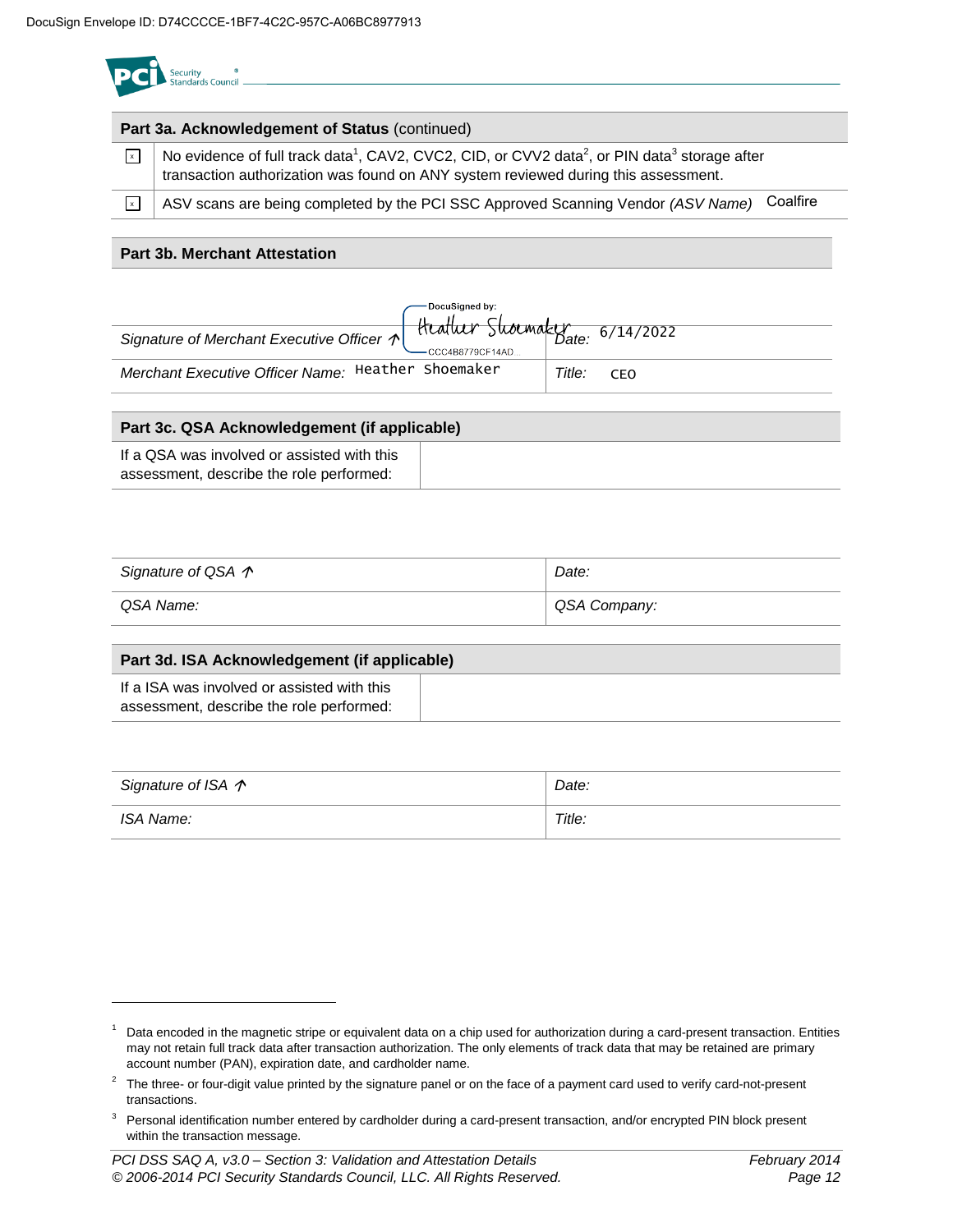DocuSign Envelope ID: D74CCCCE-1BF7-4C2C-957C-A06BC8977913

| Part 3a. Acknowledgement of Status (continued) | |
|---|---|
| x | No evidence of full track data[1], CAV2, CVC2, CID, or CVV2 data[2], or PIN data[3] storage after transaction authorization was found on ANY system reviewed during this assessment. |
| x | ASV scans are being completed by the PCI SSC Approved Scanning Vendor *(ASV Name)* Coalfire |

## Part 3b. Merchant Attestation

| | |
|---|---|
| *Signature of Merchant Executive Officer* ↑ DocuSigned by: Heather Shoemaker CCC4B8779CF14AD... | *Date:* 6/14/2022 |
| *Merchant Executive Officer Name:* Heather Shoemaker | *Title:* CEO |

## Part 3c. QSA Acknowledgement (if applicable)

| | |
|---|---|
| If a QSA was involved or assisted with this assessment, describe the role performed: | |

| | |
|---|---|
| *Signature of QSA* ↑ | *Date:* |
| *QSA Name:* | *QSA Company:* |

## Part 3d. ISA Acknowledgement (if applicable)

| | |
|---|---|
| If a ISA was involved or assisted with this assessment, describe the role performed: | |

| | |
|---|---|
| *Signature of ISA* ↑ | *Date:* |
| *ISA Name:* | *Title:* |

---

[1] Data encoded in the magnetic stripe or equivalent data on a chip used for authorization during a card-present transaction. Entities may not retain full track data after transaction authorization. The only elements of track data that may be retained are primary account number (PAN), expiration date, and cardholder name.

[2] The three- or four-digit value printed by the signature panel or on the face of a payment card used to verify card-not-present transactions.

[3] Personal identification number entered by cardholder during a card-present transaction, and/or encrypted PIN block present within the transaction message.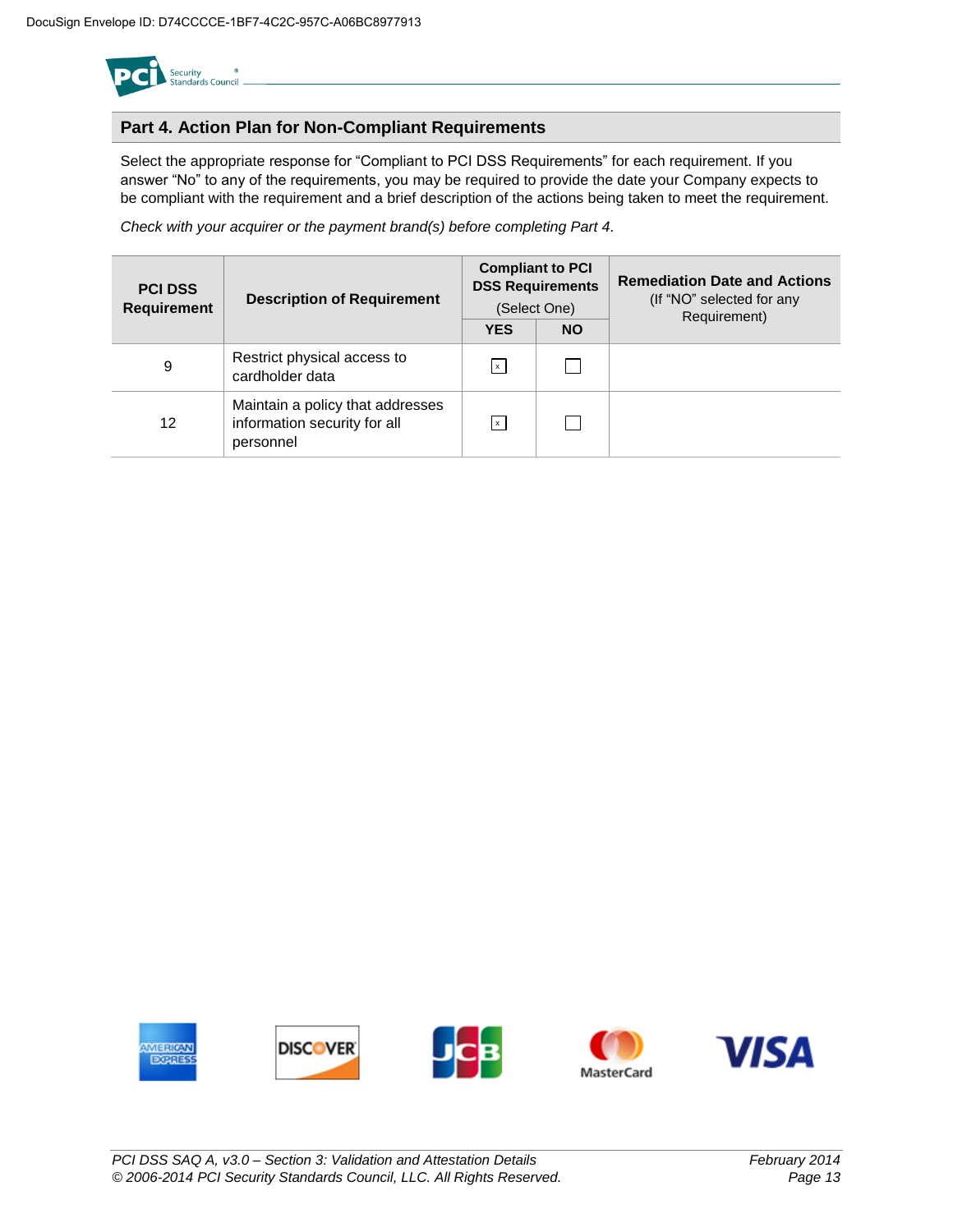## Part 4. Action Plan for Non-Compliant Requirements

Select the appropriate response for "Compliant to PCI DSS Requirements" for each requirement. If you answer "No" to any of the requirements, you may be required to provide the date your Company expects to be compliant with the requirement and a brief description of the actions being taken to meet the requirement.

*Check with your acquirer or the payment brand(s) before completing Part 4.*

| PCI DSS Requirement | Description of Requirement | Compliant to PCI DSS Requirements (Select One) | | Remediation Date and Actions (If "NO" selected for any Requirement) |
|---|---|---|---|---|
| | | YES | NO | |
| 9 | Restrict physical access to cardholder data | ☒ | ☐ | |
| 12 | Maintain a policy that addresses information security for all personnel | ☒ | ☐ | |